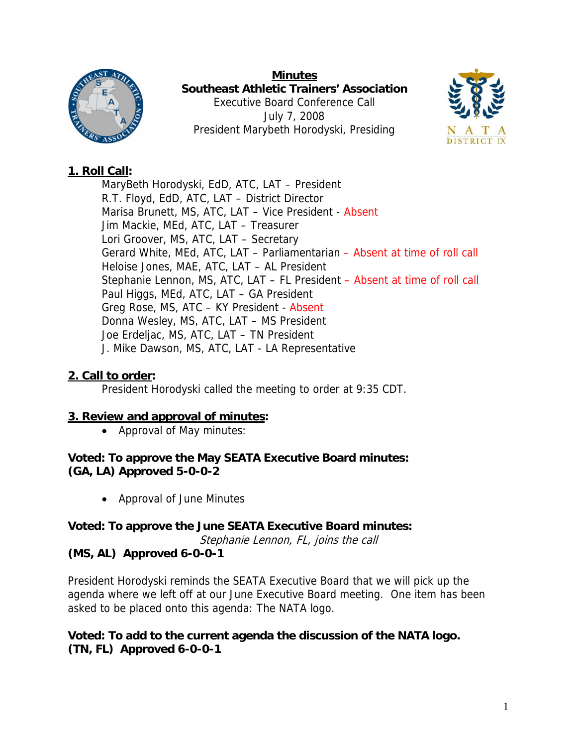**Minutes**
**Southeast Athletic Trainers' Association**
Executive Board Conference Call
July 7, 2008
President Marybeth Horodyski, Presiding

## 1. Roll Call:

MaryBeth Horodyski, EdD, ATC, LAT – President
R.T. Floyd, EdD, ATC, LAT – District Director
Marisa Brunett, MS, ATC, LAT – Vice President - Absent
Jim Mackie, MEd, ATC, LAT – Treasurer
Lori Groover, MS, ATC, LAT – Secretary
Gerard White, MEd, ATC, LAT – Parliamentarian – Absent at time of roll call
Heloise Jones, MAE, ATC, LAT – AL President
Stephanie Lennon, MS, ATC, LAT – FL President – Absent at time of roll call
Paul Higgs, MEd, ATC, LAT – GA President
Greg Rose, MS, ATC – KY President - Absent
Donna Wesley, MS, ATC, LAT – MS President
Joe Erdeljac, MS, ATC, LAT – TN President
J. Mike Dawson, MS, ATC, LAT - LA Representative

## 2. Call to order:

President Horodyski called the meeting to order at 9:35 CDT.

## 3. Review and approval of minutes:

- Approval of May minutes:

**Voted: To approve the May SEATA Executive Board minutes:**
**(GA, LA) Approved 5-0-0-2**

- Approval of June Minutes

**Voted: To approve the June SEATA Executive Board minutes:**
*Stephanie Lennon, FL, joins the call*
**(MS, AL) Approved 6-0-0-1**

President Horodyski reminds the SEATA Executive Board that we will pick up the agenda where we left off at our June Executive Board meeting. One item has been asked to be placed onto this agenda: The NATA logo.

**Voted: To add to the current agenda the discussion of the NATA logo.**
**(TN, FL) Approved 6-0-0-1**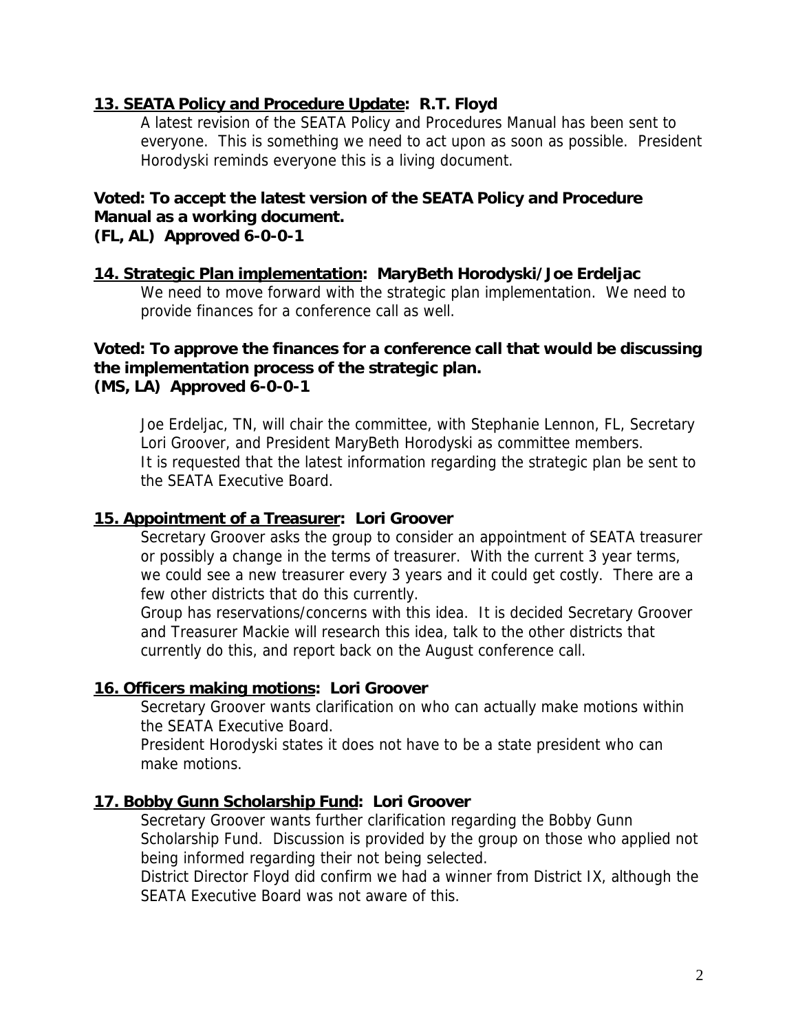**<u>13. SEATA Policy and Procedure Update</u>: R.T. Floyd**

A latest revision of the SEATA Policy and Procedures Manual has been sent to everyone. This is something we need to act upon as soon as possible. President Horodyski reminds everyone this is a living document.

**Voted: To accept the latest version of the SEATA Policy and Procedure Manual as a working document.**
**(FL, AL) Approved 6-0-0-1**

**<u>14. Strategic Plan implementation</u>: MaryBeth Horodyski/Joe Erdeljac**

We need to move forward with the strategic plan implementation. We need to provide finances for a conference call as well.

**Voted: To approve the finances for a conference call that would be discussing the implementation process of the strategic plan.**
**(MS, LA) Approved 6-0-0-1**

Joe Erdeljac, TN, will chair the committee, with Stephanie Lennon, FL, Secretary Lori Groover, and President MaryBeth Horodyski as committee members. It is requested that the latest information regarding the strategic plan be sent to the SEATA Executive Board.

**<u>15. Appointment of a Treasurer</u>: Lori Groover**

Secretary Groover asks the group to consider an appointment of SEATA treasurer or possibly a change in the terms of treasurer. With the current 3 year terms, we could see a new treasurer every 3 years and it could get costly. There are a few other districts that do this currently.

Group has reservations/concerns with this idea. It is decided Secretary Groover and Treasurer Mackie will research this idea, talk to the other districts that currently do this, and report back on the August conference call.

**<u>16. Officers making motions</u>: Lori Groover**

Secretary Groover wants clarification on who can actually make motions within the SEATA Executive Board.

President Horodyski states it does not have to be a state president who can make motions.

**<u>17. Bobby Gunn Scholarship Fund</u>: Lori Groover**

Secretary Groover wants further clarification regarding the Bobby Gunn Scholarship Fund. Discussion is provided by the group on those who applied not being informed regarding their not being selected.

District Director Floyd did confirm we had a winner from District IX, although the SEATA Executive Board was not aware of this.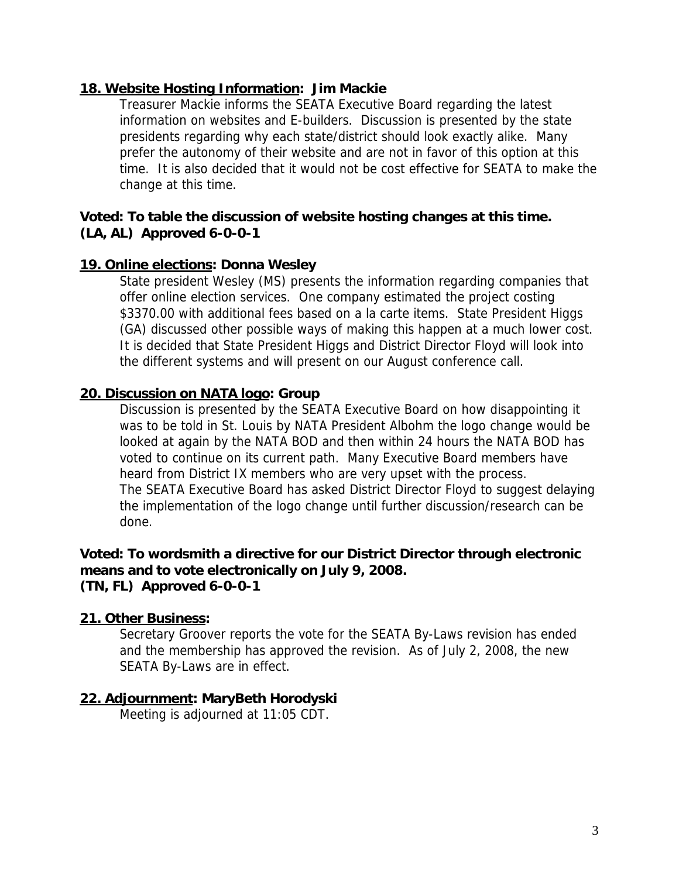**18. Website Hosting Information: Jim Mackie**

Treasurer Mackie informs the SEATA Executive Board regarding the latest information on websites and E-builders. Discussion is presented by the state presidents regarding why each state/district should look exactly alike. Many prefer the autonomy of their website and are not in favor of this option at this time. It is also decided that it would not be cost effective for SEATA to make the change at this time.

**Voted: To table the discussion of website hosting changes at this time. (LA, AL) Approved 6-0-0-1**

**19. Online elections: Donna Wesley**

State president Wesley (MS) presents the information regarding companies that offer online election services. One company estimated the project costing $3370.00 with additional fees based on a la carte items. State President Higgs (GA) discussed other possible ways of making this happen at a much lower cost. It is decided that State President Higgs and District Director Floyd will look into the different systems and will present on our August conference call.

**20. Discussion on NATA logo: Group**

Discussion is presented by the SEATA Executive Board on how disappointing it was to be told in St. Louis by NATA President Albohm the logo change would be looked at again by the NATA BOD and then within 24 hours the NATA BOD has voted to continue on its current path. Many Executive Board members have heard from District IX members who are very upset with the process.
The SEATA Executive Board has asked District Director Floyd to suggest delaying the implementation of the logo change until further discussion/research can be done.

**Voted: To wordsmith a directive for our District Director through electronic means and to vote electronically on July 9, 2008.**
**(TN, FL) Approved 6-0-0-1**

**21. Other Business:**

Secretary Groover reports the vote for the SEATA By-Laws revision has ended and the membership has approved the revision. As of July 2, 2008, the new SEATA By-Laws are in effect.

**22. Adjournment: MaryBeth Horodyski**

Meeting is adjourned at 11:05 CDT.